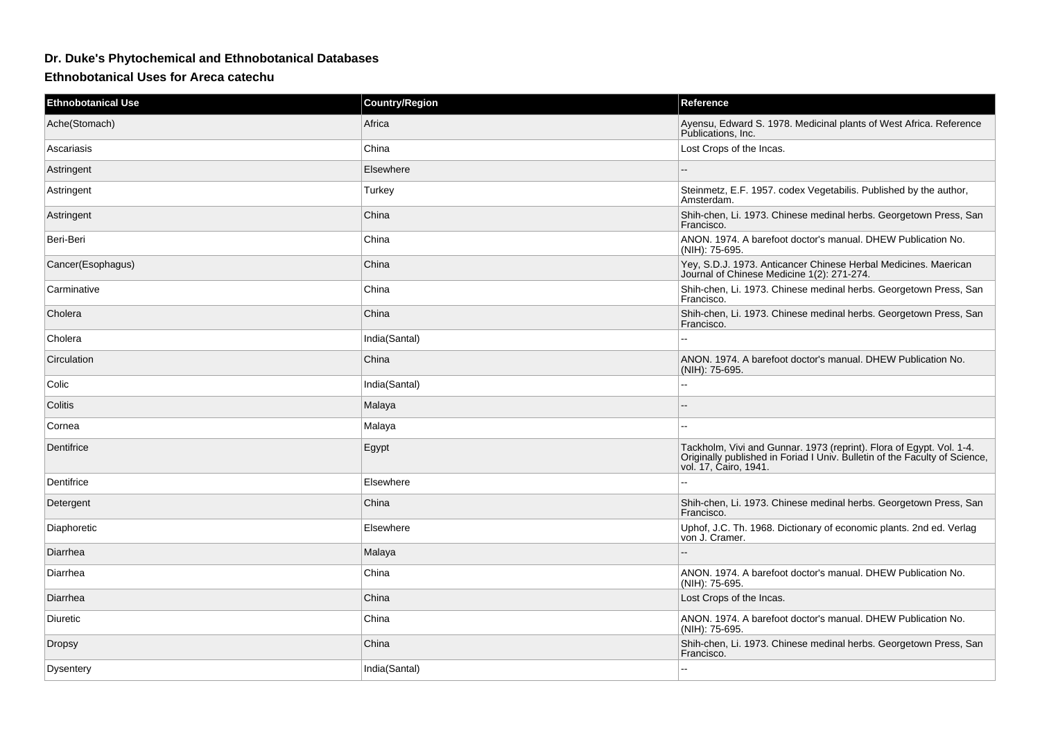## Dr. Duke's Phytochemical and Ethnobotanical Databases

### Ethnobotanical Uses for Areca catechu

| Ethnobotanical Use | Country/Region | Reference |
| --- | --- | --- |
| Ache(Stomach) | Africa | Ayensu, Edward S. 1978. Medicinal plants of West Africa. Reference Publications, Inc. |
| Ascariasis | China | Lost Crops of the Incas. |
| Astringent | Elsewhere | -- |
| Astringent | Turkey | Steinmetz, E.F. 1957. codex Vegetabilis. Published by the author, Amsterdam. |
| Astringent | China | Shih-chen, Li. 1973. Chinese medinal herbs. Georgetown Press, San Francisco. |
| Beri-Beri | China | ANON. 1974. A barefoot doctor's manual. DHEW Publication No. (NIH): 75-695. |
| Cancer(Esophagus) | China | Yey, S.D.J. 1973. Anticancer Chinese Herbal Medicines. Maerican Journal of Chinese Medicine 1(2): 271-274. |
| Carminative | China | Shih-chen, Li. 1973. Chinese medinal herbs. Georgetown Press, San Francisco. |
| Cholera | China | Shih-chen, Li. 1973. Chinese medinal herbs. Georgetown Press, San Francisco. |
| Cholera | India(Santal) | -- |
| Circulation | China | ANON. 1974. A barefoot doctor's manual. DHEW Publication No. (NIH): 75-695. |
| Colic | India(Santal) | -- |
| Colitis | Malaya | -- |
| Cornea | Malaya | -- |
| Dentifrice | Egypt | Tackholm, Vivi and Gunnar. 1973 (reprint). Flora of Egypt. Vol. 1-4. Originally published in Foriad I Univ. Bulletin of the Faculty of Science, vol. 17, Cairo, 1941. |
| Dentifrice | Elsewhere | -- |
| Detergent | China | Shih-chen, Li. 1973. Chinese medinal herbs. Georgetown Press, San Francisco. |
| Diaphoretic | Elsewhere | Uphof, J.C. Th. 1968. Dictionary of economic plants. 2nd ed. Verlag von J. Cramer. |
| Diarrhea | Malaya | -- |
| Diarrhea | China | ANON. 1974. A barefoot doctor's manual. DHEW Publication No. (NIH): 75-695. |
| Diarrhea | China | Lost Crops of the Incas. |
| Diuretic | China | ANON. 1974. A barefoot doctor's manual. DHEW Publication No. (NIH): 75-695. |
| Dropsy | China | Shih-chen, Li. 1973. Chinese medinal herbs. Georgetown Press, San Francisco. |
| Dysentery | India(Santal) | -- |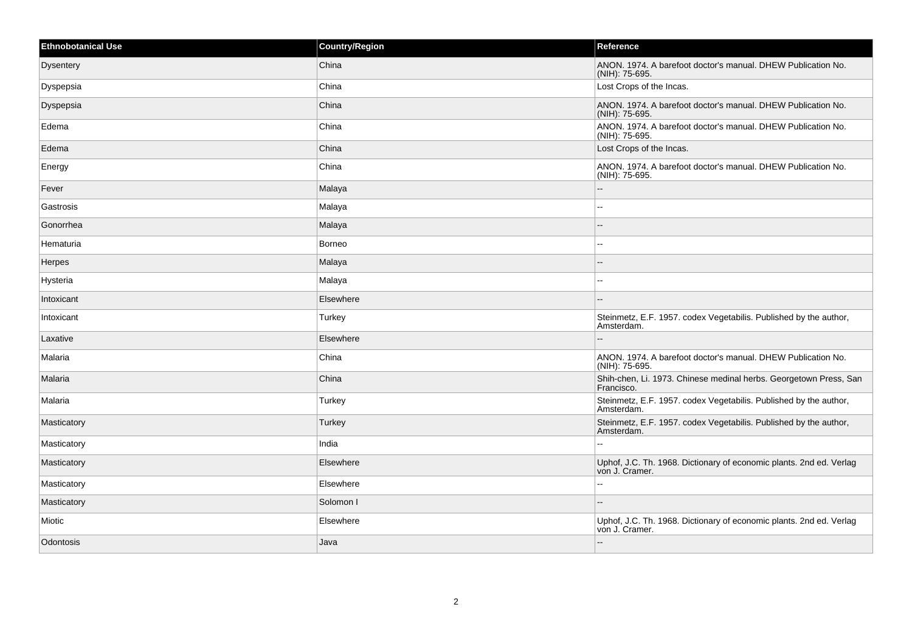| Ethnobotanical Use | Country/Region | Reference |
| --- | --- | --- |
| Dysentery | China | ANON. 1974. A barefoot doctor's manual. DHEW Publication No. (NIH): 75-695. |
| Dyspepsia | China | Lost Crops of the Incas. |
| Dyspepsia | China | ANON. 1974. A barefoot doctor's manual. DHEW Publication No. (NIH): 75-695. |
| Edema | China | ANON. 1974. A barefoot doctor's manual. DHEW Publication No. (NIH): 75-695. |
| Edema | China | Lost Crops of the Incas. |
| Energy | China | ANON. 1974. A barefoot doctor's manual. DHEW Publication No. (NIH): 75-695. |
| Fever | Malaya | -- |
| Gastrosis | Malaya | -- |
| Gonorrhea | Malaya | -- |
| Hematuria | Borneo | -- |
| Herpes | Malaya | -- |
| Hysteria | Malaya | -- |
| Intoxicant | Elsewhere | -- |
| Intoxicant | Turkey | Steinmetz, E.F. 1957. codex Vegetabilis. Published by the author, Amsterdam. |
| Laxative | Elsewhere | -- |
| Malaria | China | ANON. 1974. A barefoot doctor's manual. DHEW Publication No. (NIH): 75-695. |
| Malaria | China | Shih-chen, Li. 1973. Chinese medinal herbs. Georgetown Press, San Francisco. |
| Malaria | Turkey | Steinmetz, E.F. 1957. codex Vegetabilis. Published by the author, Amsterdam. |
| Masticatory | Turkey | Steinmetz, E.F. 1957. codex Vegetabilis. Published by the author, Amsterdam. |
| Masticatory | India | -- |
| Masticatory | Elsewhere | Uphof, J.C. Th. 1968. Dictionary of economic plants. 2nd ed. Verlag von J. Cramer. |
| Masticatory | Elsewhere | -- |
| Masticatory | Solomon I | -- |
| Miotic | Elsewhere | Uphof, J.C. Th. 1968. Dictionary of economic plants. 2nd ed. Verlag von J. Cramer. |
| Odontosis | Java | -- |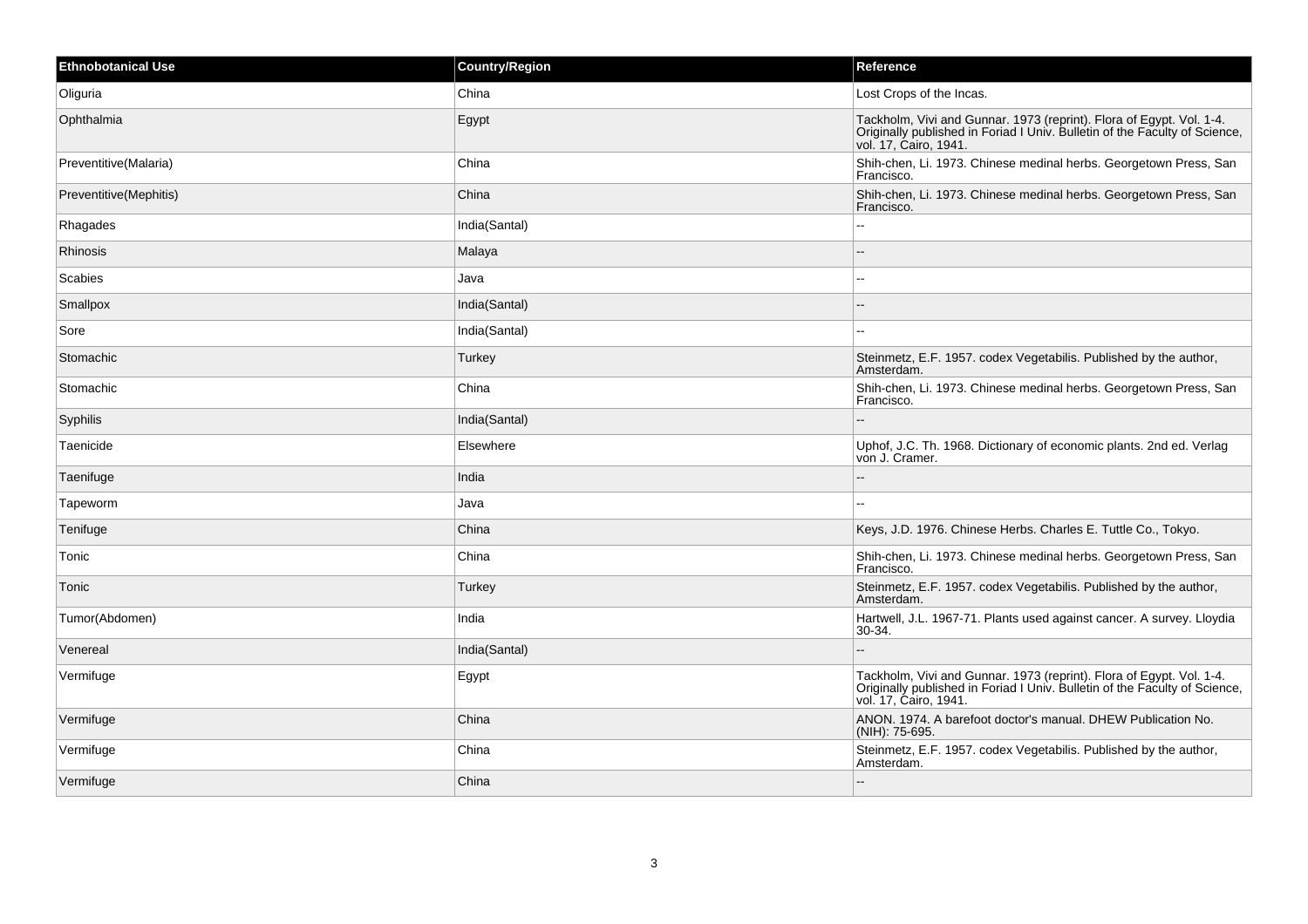| Ethnobotanical Use | Country/Region | Reference |
| --- | --- | --- |
| Oliguria | China | Lost Crops of the Incas. |
| Ophthalmia | Egypt | Tackholm, Vivi and Gunnar. 1973 (reprint). Flora of Egypt. Vol. 1-4. Originally published in Foriad I Univ. Bulletin of the Faculty of Science, vol. 17, Cairo, 1941. |
| Preventitive(Malaria) | China | Shih-chen, Li. 1973. Chinese medinal herbs. Georgetown Press, San Francisco. |
| Preventitive(Mephitis) | China | Shih-chen, Li. 1973. Chinese medinal herbs. Georgetown Press, San Francisco. |
| Rhagades | India(Santal) | -- |
| Rhinosis | Malaya | -- |
| Scabies | Java | -- |
| Smallpox | India(Santal) | -- |
| Sore | India(Santal) | -- |
| Stomachic | Turkey | Steinmetz, E.F. 1957. codex Vegetabilis. Published by the author, Amsterdam. |
| Stomachic | China | Shih-chen, Li. 1973. Chinese medinal herbs. Georgetown Press, San Francisco. |
| Syphilis | India(Santal) | -- |
| Taenicide | Elsewhere | Uphof, J.C. Th. 1968. Dictionary of economic plants. 2nd ed. Verlag von J. Cramer. |
| Taenifuge | India | -- |
| Tapeworm | Java | -- |
| Tenifuge | China | Keys, J.D. 1976. Chinese Herbs. Charles E. Tuttle Co., Tokyo. |
| Tonic | China | Shih-chen, Li. 1973. Chinese medinal herbs. Georgetown Press, San Francisco. |
| Tonic | Turkey | Steinmetz, E.F. 1957. codex Vegetabilis. Published by the author, Amsterdam. |
| Tumor(Abdomen) | India | Hartwell, J.L. 1967-71. Plants used against cancer. A survey. Lloydia 30-34. |
| Venereal | India(Santal) | -- |
| Vermifuge | Egypt | Tackholm, Vivi and Gunnar. 1973 (reprint). Flora of Egypt. Vol. 1-4. Originally published in Foriad I Univ. Bulletin of the Faculty of Science, vol. 17, Cairo, 1941. |
| Vermifuge | China | ANON. 1974. A barefoot doctor's manual. DHEW Publication No. (NIH): 75-695. |
| Vermifuge | China | Steinmetz, E.F. 1957. codex Vegetabilis. Published by the author, Amsterdam. |
| Vermifuge | China | -- |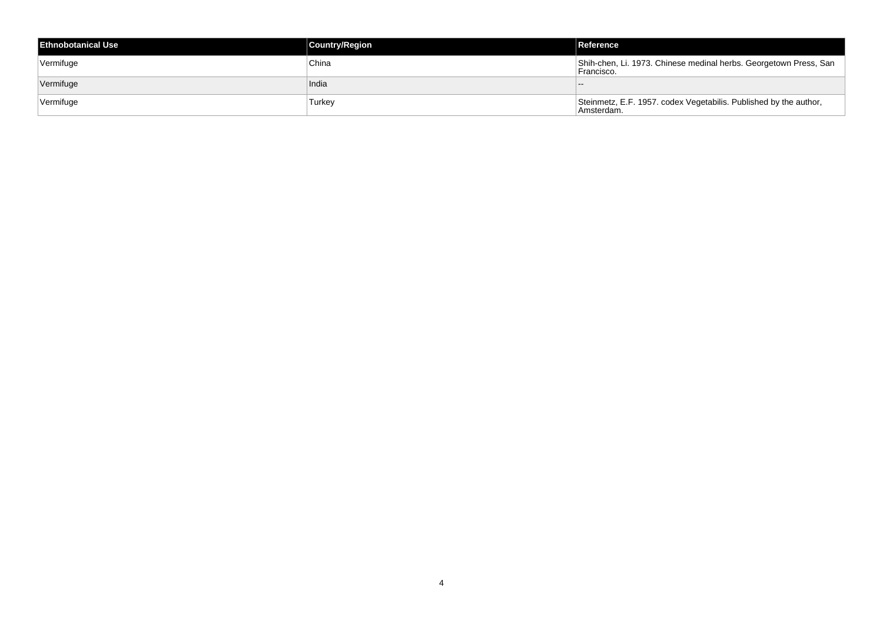| Ethnobotanical Use | Country/Region | Reference |
| --- | --- | --- |
| Vermifuge | China | Shih-chen, Li. 1973. Chinese medinal herbs. Georgetown Press, San Francisco. |
| Vermifuge | India | -- |
| Vermifuge | Turkey | Steinmetz, E.F. 1957. codex Vegetabilis. Published by the author, Amsterdam. |